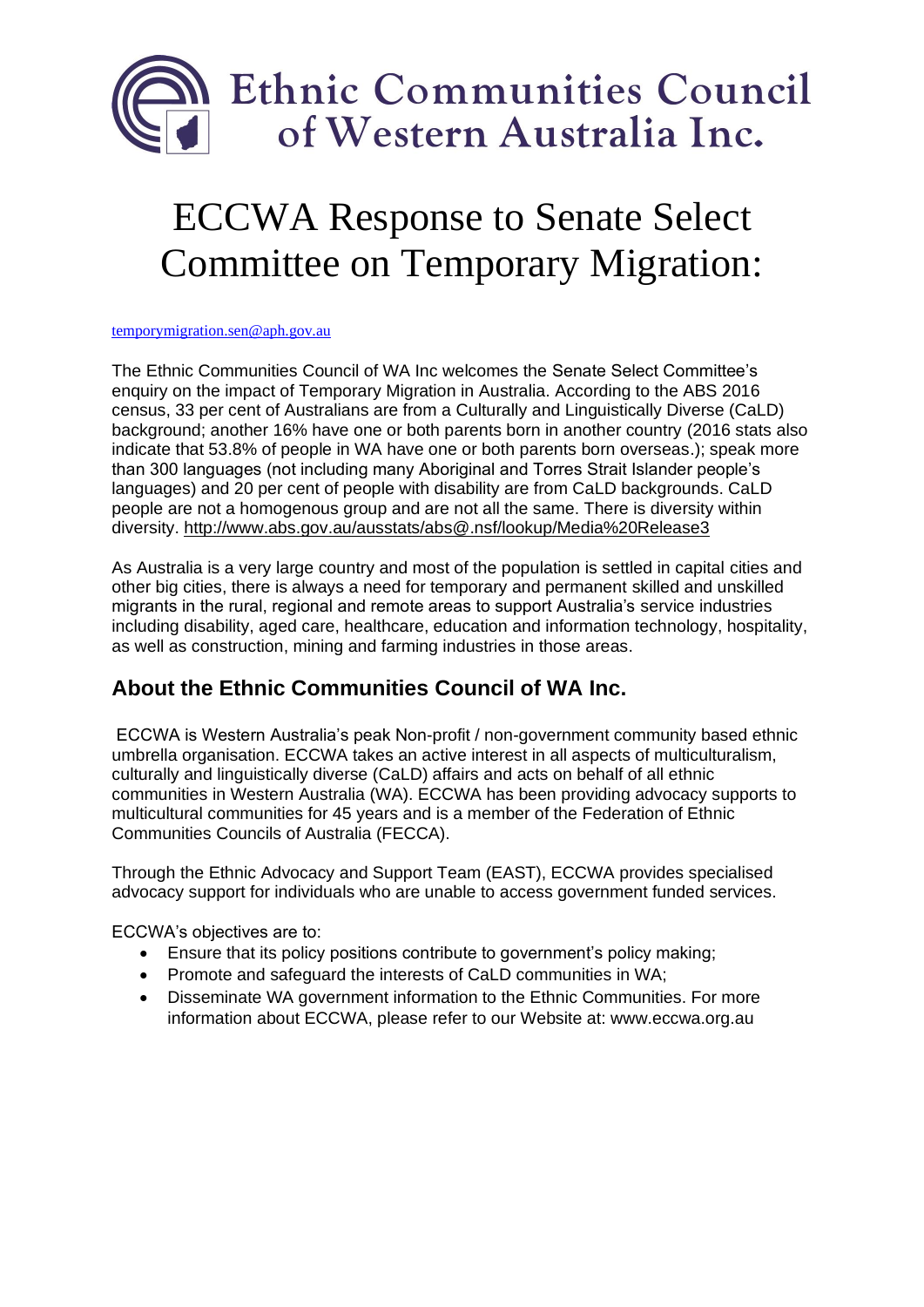# Ethnic Communities Council of Western Australia Inc.

# ECCWA Response to Senate Select Committee on Temporary Migration:

temporymigration.sen@aph.gov.au

The Ethnic Communities Council of WA Inc welcomes the Senate Select Committee's enquiry on the impact of Temporary Migration in Australia. According to the ABS 2016 census, 33 per cent of Australians are from a Culturally and Linguistically Diverse (CaLD) background; another 16% have one or both parents born in another country (2016 stats also indicate that 53.8% of people in WA have one or both parents born overseas.); speak more than 300 languages (not including many Aboriginal and Torres Strait Islander people's languages) and 20 per cent of people with disability are from CaLD backgrounds. CaLD people are not a homogenous group and are not all the same. There is diversity within diversity. http://www.abs.gov.au/ausstats/abs@.nsf/lookup/Media%20Release3

As Australia is a very large country and most of the population is settled in capital cities and other big cities, there is always a need for temporary and permanent skilled and unskilled migrants in the rural, regional and remote areas to support Australia's service industries including disability, aged care, healthcare, education and information technology, hospitality, as well as construction, mining and farming industries in those areas.

## About the Ethnic Communities Council of WA Inc.

ECCWA is Western Australia's peak Non-profit / non-government community based ethnic umbrella organisation. ECCWA takes an active interest in all aspects of multiculturalism, culturally and linguistically diverse (CaLD) affairs and acts on behalf of all ethnic communities in Western Australia (WA). ECCWA has been providing advocacy supports to multicultural communities for 45 years and is a member of the Federation of Ethnic Communities Councils of Australia (FECCA).

Through the Ethnic Advocacy and Support Team (EAST), ECCWA provides specialised advocacy support for individuals who are unable to access government funded services.

ECCWA's objectives are to:

- Ensure that its policy positions contribute to government's policy making;
- Promote and safeguard the interests of CaLD communities in WA;
- Disseminate WA government information to the Ethnic Communities. For more information about ECCWA, please refer to our Website at: www.eccwa.org.au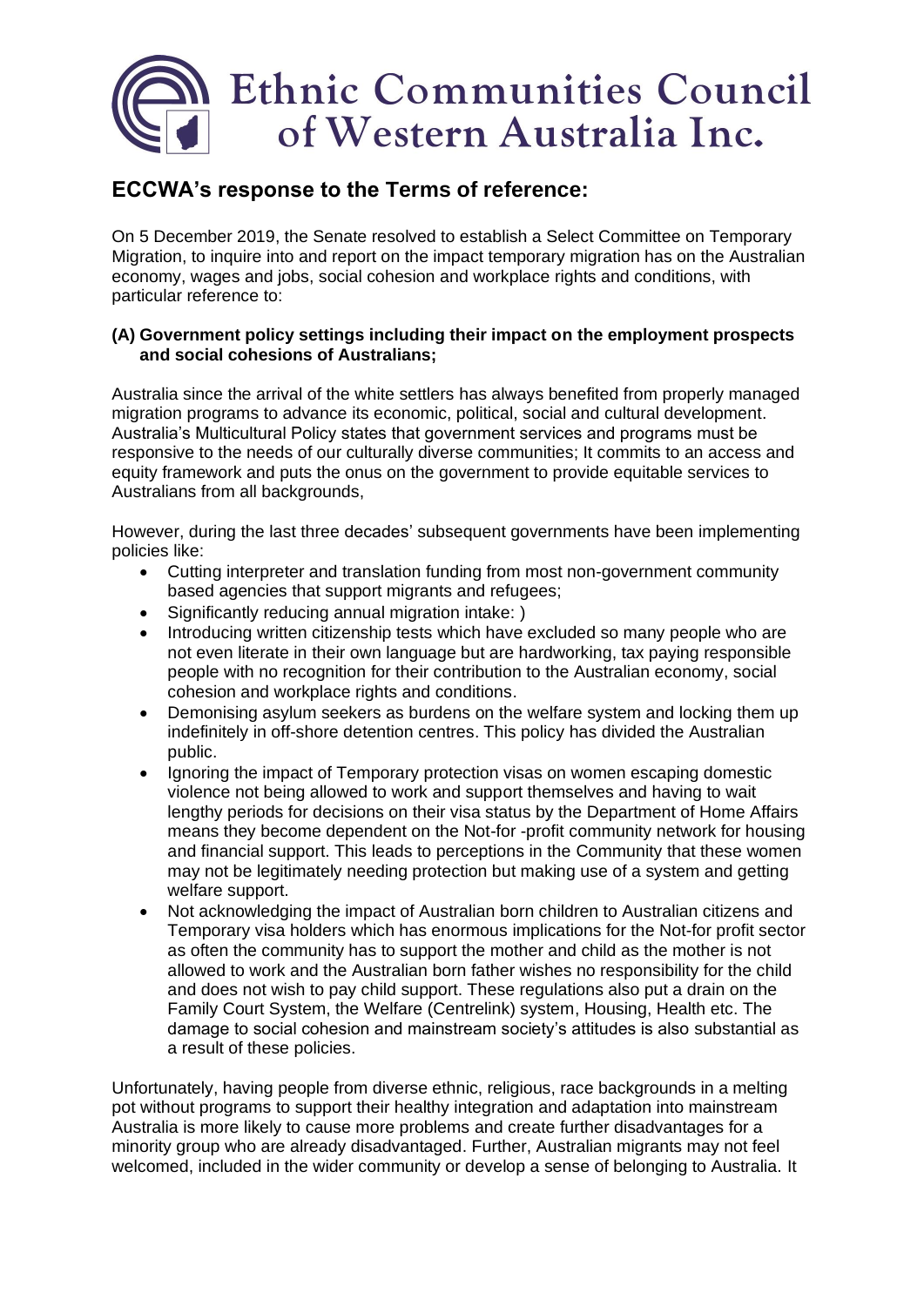# Ethnic Communities Council of Western Australia Inc.

## ECCWA's response to the Terms of reference:

On 5 December 2019, the Senate resolved to establish a Select Committee on Temporary Migration, to inquire into and report on the impact temporary migration has on the Australian economy, wages and jobs, social cohesion and workplace rights and conditions, with particular reference to:

### (A) Government policy settings including their impact on the employment prospects and social cohesions of Australians;

Australia since the arrival of the white settlers has always benefited from properly managed migration programs to advance its economic, political, social and cultural development. Australia's Multicultural Policy states that government services and programs must be responsive to the needs of our culturally diverse communities; It commits to an access and equity framework and puts the onus on the government to provide equitable services to Australians from all backgrounds,

However, during the last three decades' subsequent governments have been implementing policies like:

- Cutting interpreter and translation funding from most non-government community based agencies that support migrants and refugees;
- Significantly reducing annual migration intake: )
- Introducing written citizenship tests which have excluded so many people who are not even literate in their own language but are hardworking, tax paying responsible people with no recognition for their contribution to the Australian economy, social cohesion and workplace rights and conditions.
- Demonising asylum seekers as burdens on the welfare system and locking them up indefinitely in off-shore detention centres. This policy has divided the Australian public.
- Ignoring the impact of Temporary protection visas on women escaping domestic violence not being allowed to work and support themselves and having to wait lengthy periods for decisions on their visa status by the Department of Home Affairs means they become dependent on the Not-for -profit community network for housing and financial support. This leads to perceptions in the Community that these women may not be legitimately needing protection but making use of a system and getting welfare support.
- Not acknowledging the impact of Australian born children to Australian citizens and Temporary visa holders which has enormous implications for the Not-for profit sector as often the community has to support the mother and child as the mother is not allowed to work and the Australian born father wishes no responsibility for the child and does not wish to pay child support. These regulations also put a drain on the Family Court System, the Welfare (Centrelink) system, Housing, Health etc. The damage to social cohesion and mainstream society's attitudes is also substantial as a result of these policies.

Unfortunately, having people from diverse ethnic, religious, race backgrounds in a melting pot without programs to support their healthy integration and adaptation into mainstream Australia is more likely to cause more problems and create further disadvantages for a minority group who are already disadvantaged. Further, Australian migrants may not feel welcomed, included in the wider community or develop a sense of belonging to Australia. It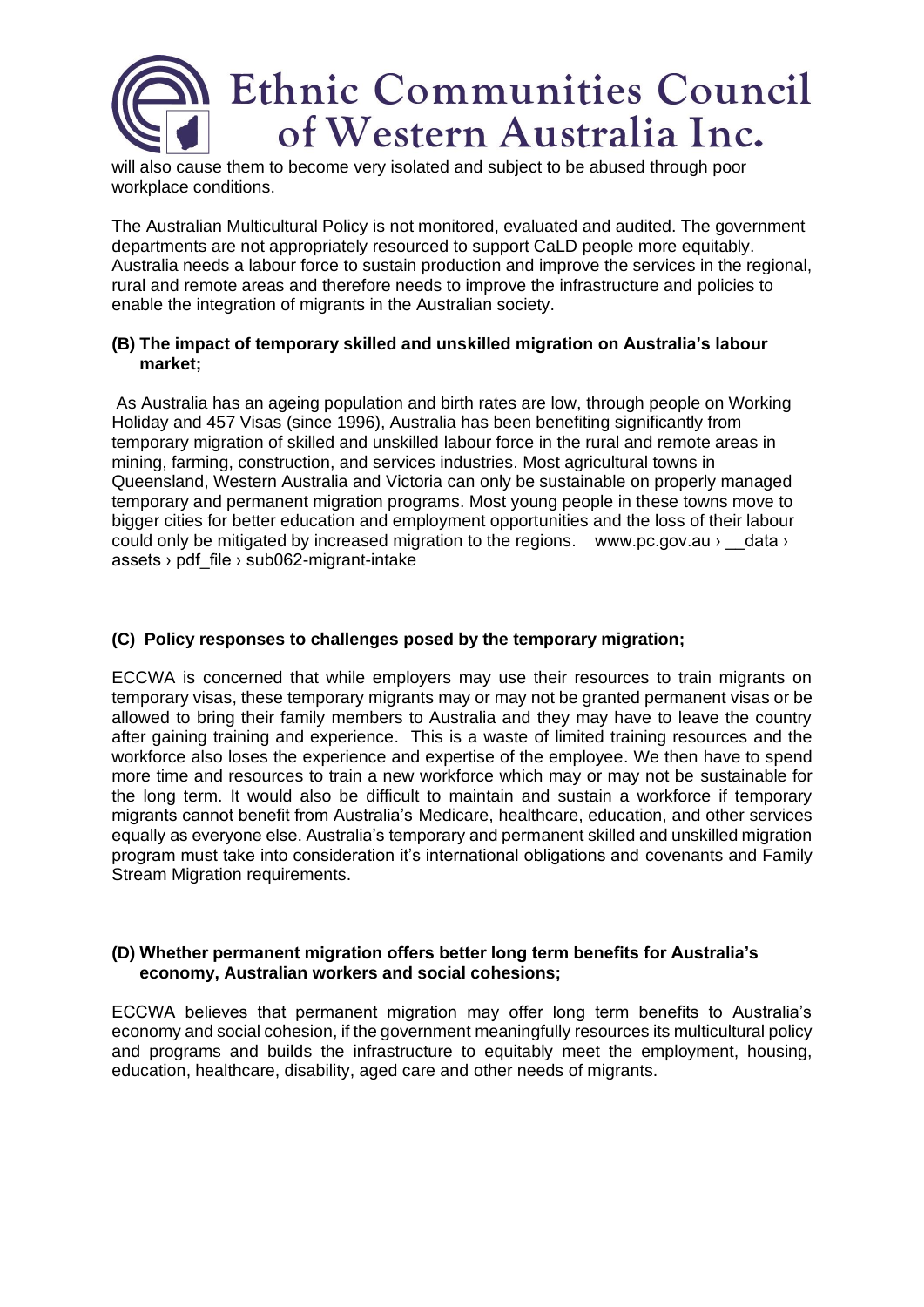will also cause them to become very isolated and subject to be abused through poor workplace conditions.

The Australian Multicultural Policy is not monitored, evaluated and audited. The government departments are not appropriately resourced to support CaLD people more equitably. Australia needs a labour force to sustain production and improve the services in the regional, rural and remote areas and therefore needs to improve the infrastructure and policies to enable the integration of migrants in the Australian society.

**(B) The impact of temporary skilled and unskilled migration on Australia's labour market;**

As Australia has an ageing population and birth rates are low, through people on Working Holiday and 457 Visas (since 1996), Australia has been benefiting significantly from temporary migration of skilled and unskilled labour force in the rural and remote areas in mining, farming, construction, and services industries. Most agricultural towns in Queensland, Western Australia and Victoria can only be sustainable on properly managed temporary and permanent migration programs. Most young people in these towns move to bigger cities for better education and employment opportunities and the loss of their labour could only be mitigated by increased migration to the regions. www.pc.gov.au › __data › assets › pdf_file › sub062-migrant-intake

**(C) Policy responses to challenges posed by the temporary migration;**

ECCWA is concerned that while employers may use their resources to train migrants on temporary visas, these temporary migrants may or may not be granted permanent visas or be allowed to bring their family members to Australia and they may have to leave the country after gaining training and experience. This is a waste of limited training resources and the workforce also loses the experience and expertise of the employee. We then have to spend more time and resources to train a new workforce which may or may not be sustainable for the long term. It would also be difficult to maintain and sustain a workforce if temporary migrants cannot benefit from Australia's Medicare, healthcare, education, and other services equally as everyone else. Australia's temporary and permanent skilled and unskilled migration program must take into consideration it's international obligations and covenants and Family Stream Migration requirements.

**(D) Whether permanent migration offers better long term benefits for Australia's economy, Australian workers and social cohesions;**

ECCWA believes that permanent migration may offer long term benefits to Australia's economy and social cohesion, if the government meaningfully resources its multicultural policy and programs and builds the infrastructure to equitably meet the employment, housing, education, healthcare, disability, aged care and other needs of migrants.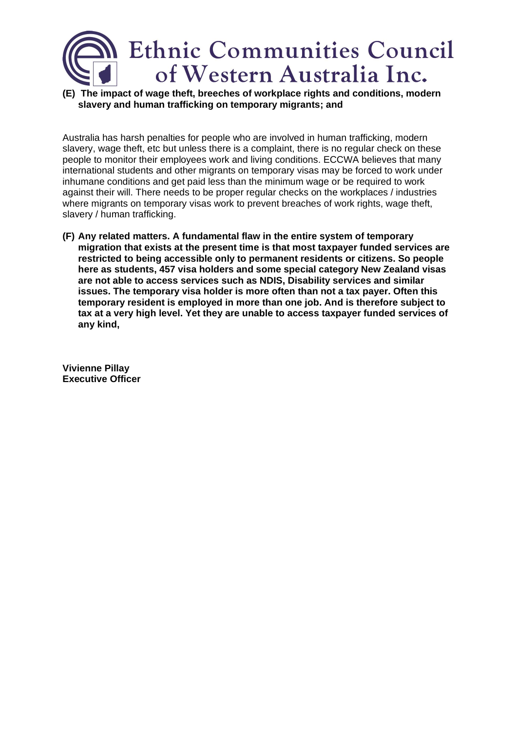# Ethnic Communities Council of Western Australia Inc.

**(E) The impact of wage theft, breeches of workplace rights and conditions, modern slavery and human trafficking on temporary migrants; and**

Australia has harsh penalties for people who are involved in human trafficking, modern slavery, wage theft, etc but unless there is a complaint, there is no regular check on these people to monitor their employees work and living conditions. ECCWA believes that many international students and other migrants on temporary visas may be forced to work under inhumane conditions and get paid less than the minimum wage or be required to work against their will. There needs to be proper regular checks on the workplaces / industries where migrants on temporary visas work to prevent breaches of work rights, wage theft, slavery / human trafficking.

**(F) Any related matters. A fundamental flaw in the entire system of temporary migration that exists at the present time is that most taxpayer funded services are restricted to being accessible only to permanent residents or citizens. So people here as students, 457 visa holders and some special category New Zealand visas are not able to access services such as NDIS, Disability services and similar issues. The temporary visa holder is more often than not a tax payer. Often this temporary resident is employed in more than one job. And is therefore subject to tax at a very high level. Yet they are unable to access taxpayer funded services of any kind,**

**Vivienne Pillay**
**Executive Officer**